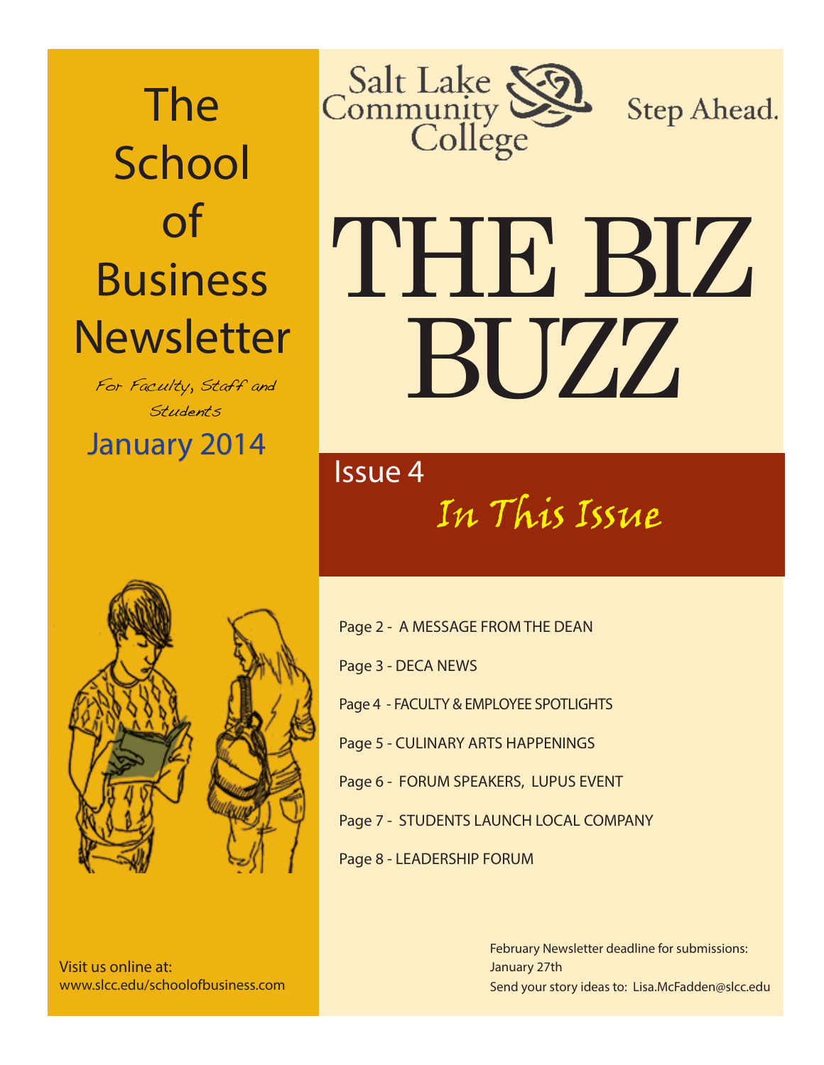# The School of Business Newsletter

*For Faculty, Staff and Students*

January 2014

Salt Lake Community College

Step Ahead.

# THE BIZ BUZZ

Issue 4

## *In This Issue*

- Page 2 - A MESSAGE FROM THE DEAN
- Page 3 - DECA NEWS
- Page 4 - FACULTY & EMPLOYEE SPOTLIGHTS
- Page 5 - CULINARY ARTS HAPPENINGS
- Page 6 - FORUM SPEAKERS, LUPUS EVENT
- Page 7 - STUDENTS LAUNCH LOCAL COMPANY
- Page 8 - LEADERSHIP FORUM

Visit us online at:
www.slcc.edu/schoolofbusiness.com

February Newsletter deadline for submissions:
January 27th
Send your story ideas to: Lisa.McFadden@slcc.edu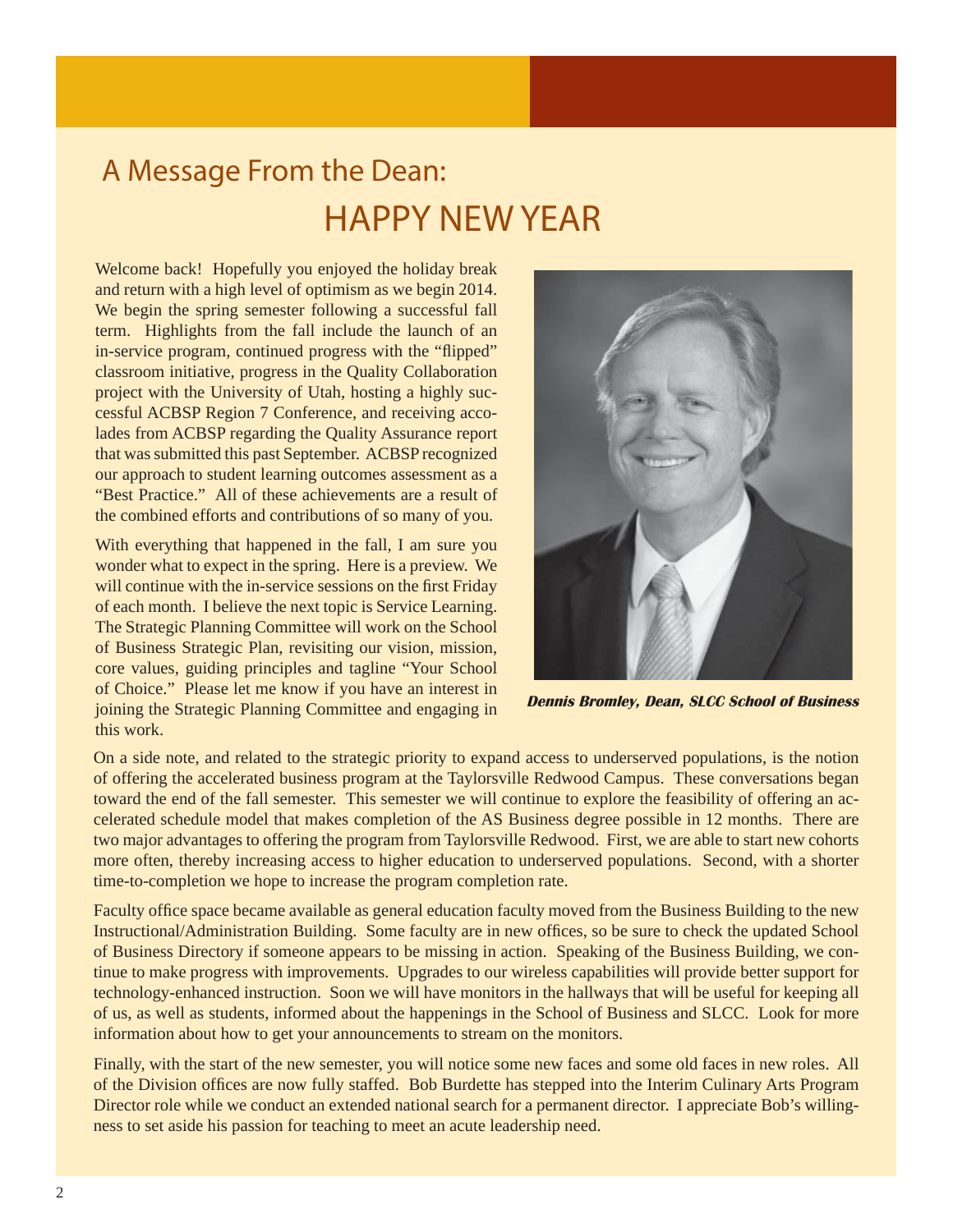# A Message From the Dean:

## HAPPY NEW YEAR

Welcome back! Hopefully you enjoyed the holiday break and return with a high level of optimism as we begin 2014. We begin the spring semester following a successful fall term. Highlights from the fall include the launch of an in-service program, continued progress with the "flipped" classroom initiative, progress in the Quality Collaboration project with the University of Utah, hosting a highly successful ACBSP Region 7 Conference, and receiving accolades from ACBSP regarding the Quality Assurance report that was submitted this past September. ACBSP recognized our approach to student learning outcomes assessment as a "Best Practice." All of these achievements are a result of the combined efforts and contributions of so many of you.

With everything that happened in the fall, I am sure you wonder what to expect in the spring. Here is a preview. We will continue with the in-service sessions on the first Friday of each month. I believe the next topic is Service Learning. The Strategic Planning Committee will work on the School of Business Strategic Plan, revisiting our vision, mission, core values, guiding principles and tagline "Your School of Choice." Please let me know if you have an interest in joining the Strategic Planning Committee and engaging in this work.

***Dennis Bromley, Dean, SLCC School of Business***

On a side note, and related to the strategic priority to expand access to underserved populations, is the notion of offering the accelerated business program at the Taylorsville Redwood Campus. These conversations began toward the end of the fall semester. This semester we will continue to explore the feasibility of offering an accelerated schedule model that makes completion of the AS Business degree possible in 12 months. There are two major advantages to offering the program from Taylorsville Redwood. First, we are able to start new cohorts more often, thereby increasing access to higher education to underserved populations. Second, with a shorter time-to-completion we hope to increase the program completion rate.

Faculty office space became available as general education faculty moved from the Business Building to the new Instructional/Administration Building. Some faculty are in new offices, so be sure to check the updated School of Business Directory if someone appears to be missing in action. Speaking of the Business Building, we continue to make progress with improvements. Upgrades to our wireless capabilities will provide better support for technology-enhanced instruction. Soon we will have monitors in the hallways that will be useful for keeping all of us, as well as students, informed about the happenings in the School of Business and SLCC. Look for more information about how to get your announcements to stream on the monitors.

Finally, with the start of the new semester, you will notice some new faces and some old faces in new roles. All of the Division offices are now fully staffed. Bob Burdette has stepped into the Interim Culinary Arts Program Director role while we conduct an extended national search for a permanent director. I appreciate Bob's willingness to set aside his passion for teaching to meet an acute leadership need.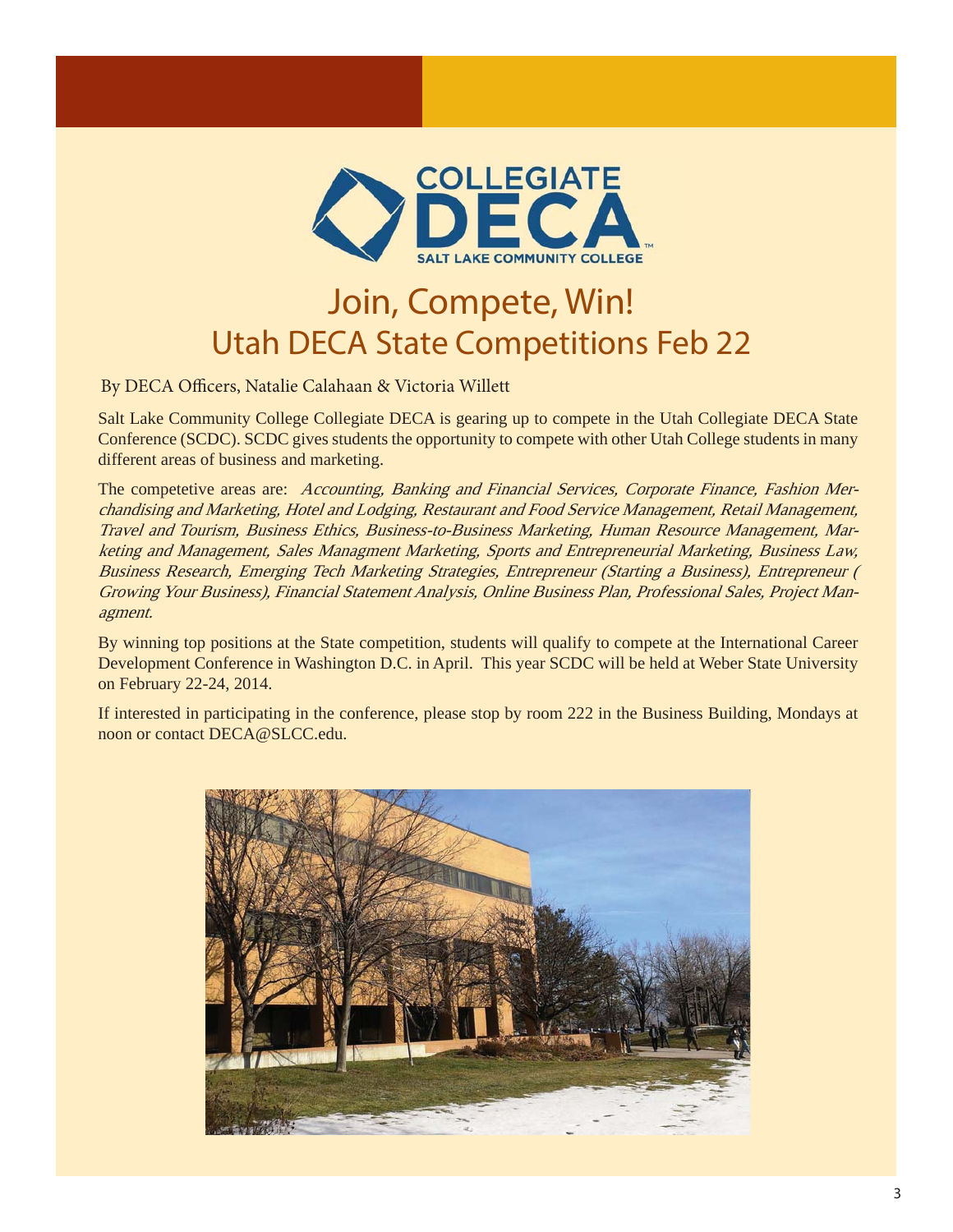# Join, Compete, Win!

## Utah DECA State Competitions Feb 22

By DECA Officers, Natalie Calahaan & Victoria Willett

Salt Lake Community College Collegiate DECA is gearing up to compete in the Utah Collegiate DECA State Conference (SCDC). SCDC gives students the opportunity to compete with other Utah College students in many different areas of business and marketing.

The competetive areas are: *Accounting, Banking and Financial Services, Corporate Finance, Fashion Merchandising and Marketing, Hotel and Lodging, Restaurant and Food Service Management, Retail Management, Travel and Tourism, Business Ethics, Business-to-Business Marketing, Human Resource Management, Marketing and Management, Sales Managment Marketing, Sports and Entrepreneurial Marketing, Business Law, Business Research, Emerging Tech Marketing Strategies, Entrepreneur (Starting a Business), Entrepreneur ( Growing Your Business), Financial Statement Analysis, Online Business Plan, Professional Sales, Project Managment.*

By winning top positions at the State competition, students will qualify to compete at the International Career Development Conference in Washington D.C. in April. This year SCDC will be held at Weber State University on February 22-24, 2014.

If interested in participating in the conference, please stop by room 222 in the Business Building, Mondays at noon or contact DECA@SLCC.edu.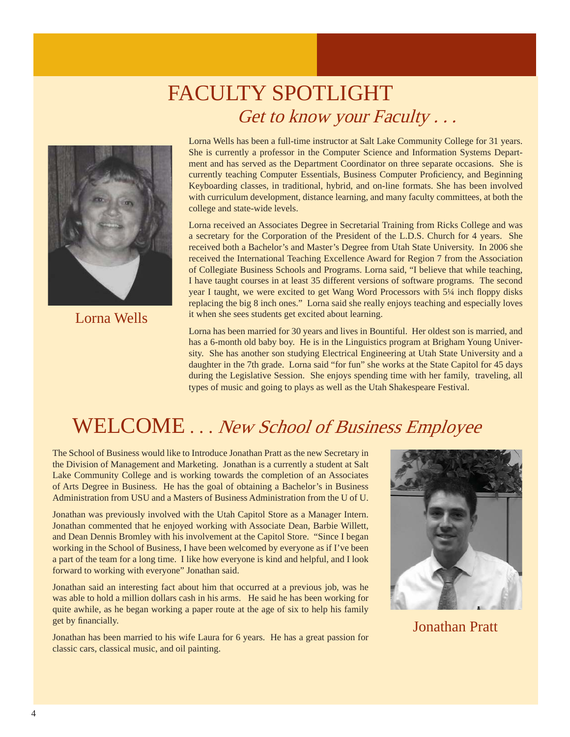# FACULTY SPOTLIGHT

*Get to know your Faculty . . .*

Lorna Wells

Lorna Wells has been a full-time instructor at Salt Lake Community College for 31 years. She is currently a professor in the Computer Science and Information Systems Department and has served as the Department Coordinator on three separate occasions. She is currently teaching Computer Essentials, Business Computer Proficiency, and Beginning Keyboarding classes, in traditional, hybrid, and on-line formats. She has been involved with curriculum development, distance learning, and many faculty committees, at both the college and state-wide levels.

Lorna received an Associates Degree in Secretarial Training from Ricks College and was a secretary for the Corporation of the President of the L.D.S. Church for 4 years. She received both a Bachelor's and Master's Degree from Utah State University. In 2006 she received the International Teaching Excellence Award for Region 7 from the Association of Collegiate Business Schools and Programs. Lorna said, "I believe that while teaching, I have taught courses in at least 35 different versions of software programs. The second year I taught, we were excited to get Wang Word Processors with 5¼ inch floppy disks replacing the big 8 inch ones." Lorna said she really enjoys teaching and especially loves it when she sees students get excited about learning.

Lorna has been married for 30 years and lives in Bountiful. Her oldest son is married, and has a 6-month old baby boy. He is in the Linguistics program at Brigham Young University. She has another son studying Electrical Engineering at Utah State University and a daughter in the 7th grade. Lorna said "for fun" she works at the State Capitol for 45 days during the Legislative Session. She enjoys spending time with her family, traveling, all types of music and going to plays as well as the Utah Shakespeare Festival.

# WELCOME . . . *New School of Business Employee*

The School of Business would like to Introduce Jonathan Pratt as the new Secretary in the Division of Management and Marketing. Jonathan is a currently a student at Salt Lake Community College and is working towards the completion of an Associates of Arts Degree in Business. He has the goal of obtaining a Bachelor's in Business Administration from USU and a Masters of Business Administration from the U of U.

Jonathan was previously involved with the Utah Capitol Store as a Manager Intern. Jonathan commented that he enjoyed working with Associate Dean, Barbie Willett, and Dean Dennis Bromley with his involvement at the Capitol Store. "Since I began working in the School of Business, I have been welcomed by everyone as if I've been a part of the team for a long time. I like how everyone is kind and helpful, and I look forward to working with everyone" Jonathan said.

Jonathan said an interesting fact about him that occurred at a previous job, was he was able to hold a million dollars cash in his arms. He said he has been working for quite awhile, as he began working a paper route at the age of six to help his family get by financially.

Jonathan has been married to his wife Laura for 6 years. He has a great passion for classic cars, classical music, and oil painting.

Jonathan Pratt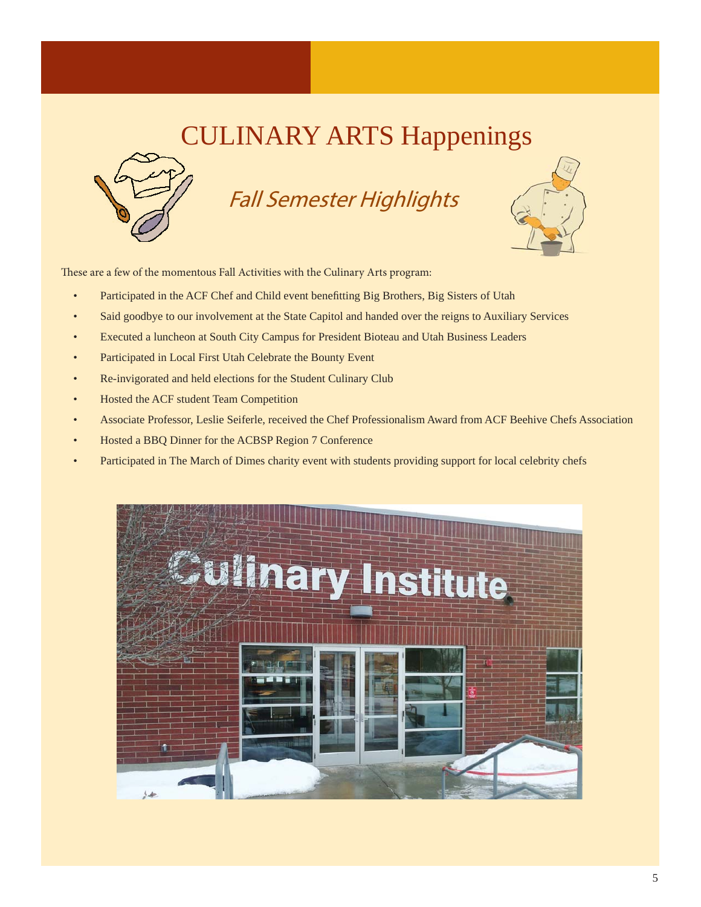# CULINARY ARTS Happenings

## *Fall Semester Highlights*

These are a few of the momentous Fall Activities with the Culinary Arts program:

- Participated in the ACF Chef and Child event benefitting Big Brothers, Big Sisters of Utah
- Said goodbye to our involvement at the State Capitol and handed over the reigns to Auxiliary Services
- Executed a luncheon at South City Campus for President Bioteau and Utah Business Leaders
- Participated in Local First Utah Celebrate the Bounty Event
- Re-invigorated and held elections for the Student Culinary Club
- Hosted the ACF student Team Competition
- Associate Professor, Leslie Seiferle, received the Chef Professionalism Award from ACF Beehive Chefs Association
- Hosted a BBQ Dinner for the ACBSP Region 7 Conference
- Participated in The March of Dimes charity event with students providing support for local celebrity chefs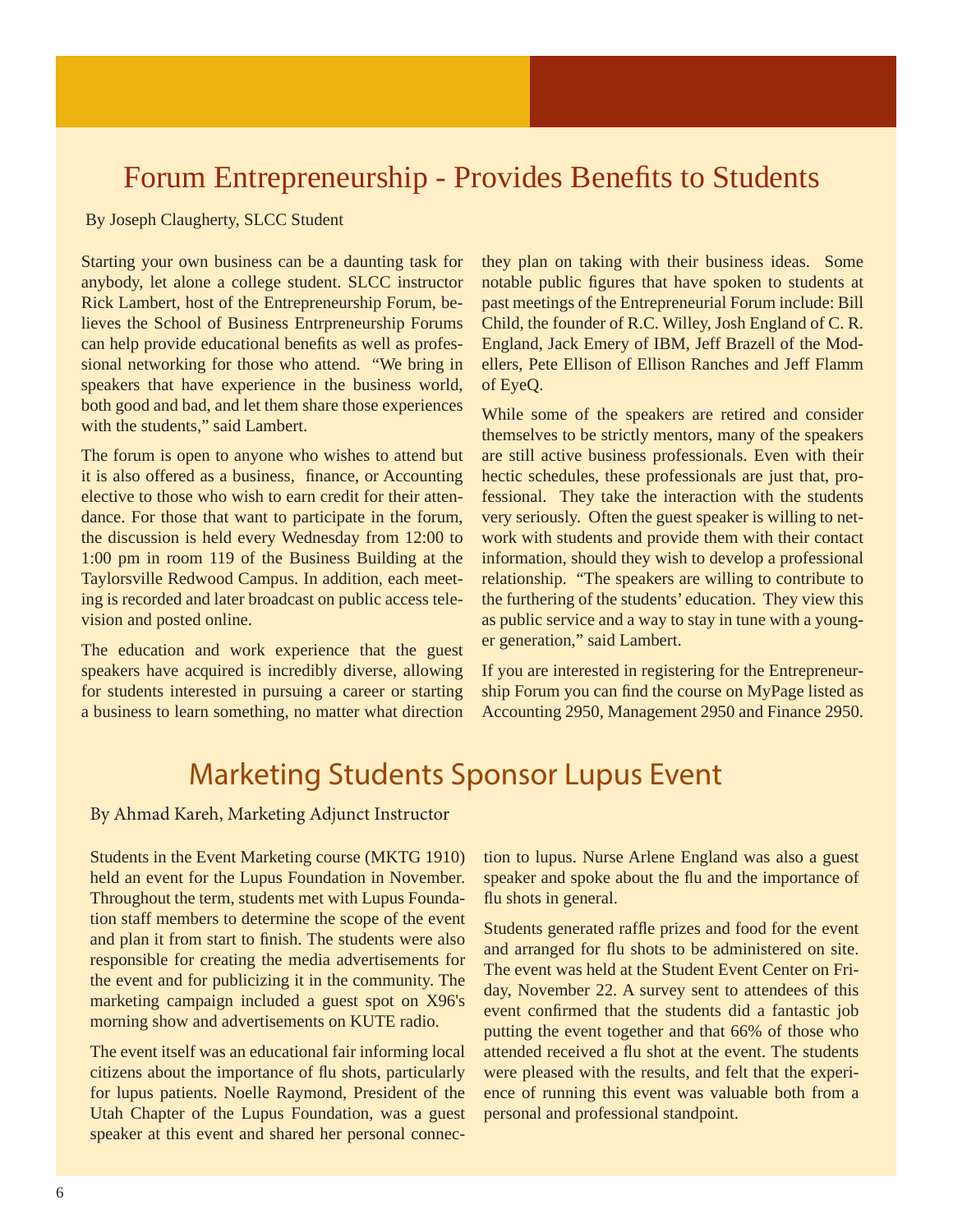# Forum Entrepreneurship - Provides Benefits to Students

By Joseph Claugherty, SLCC Student

Starting your own business can be a daunting task for anybody, let alone a college student. SLCC instructor Rick Lambert, host of the Entrepreneurship Forum, believes the School of Business Entrpreneurship Forums can help provide educational benefits as well as professional networking for those who attend. "We bring in speakers that have experience in the business world, both good and bad, and let them share those experiences with the students," said Lambert.

The forum is open to anyone who wishes to attend but it is also offered as a business, finance, or Accounting elective to those who wish to earn credit for their attendance. For those that want to participate in the forum, the discussion is held every Wednesday from 12:00 to 1:00 pm in room 119 of the Business Building at the Taylorsville Redwood Campus. In addition, each meeting is recorded and later broadcast on public access television and posted online.

The education and work experience that the guest speakers have acquired is incredibly diverse, allowing for students interested in pursuing a career or starting a business to learn something, no matter what direction they plan on taking with their business ideas. Some notable public figures that have spoken to students at past meetings of the Entrepreneurial Forum include: Bill Child, the founder of R.C. Willey, Josh England of C. R. England, Jack Emery of IBM, Jeff Brazell of the Modellers, Pete Ellison of Ellison Ranches and Jeff Flamm of EyeQ.

While some of the speakers are retired and consider themselves to be strictly mentors, many of the speakers are still active business professionals. Even with their hectic schedules, these professionals are just that, professional. They take the interaction with the students very seriously. Often the guest speaker is willing to network with students and provide them with their contact information, should they wish to develop a professional relationship. "The speakers are willing to contribute to the furthering of the students' education. They view this as public service and a way to stay in tune with a younger generation," said Lambert.

If you are interested in registering for the Entrepreneurship Forum you can find the course on MyPage listed as Accounting 2950, Management 2950 and Finance 2950.

# Marketing Students Sponsor Lupus Event

By Ahmad Kareh, Marketing Adjunct Instructor

Students in the Event Marketing course (MKTG 1910) held an event for the Lupus Foundation in November. Throughout the term, students met with Lupus Foundation staff members to determine the scope of the event and plan it from start to finish. The students were also responsible for creating the media advertisements for the event and for publicizing it in the community. The marketing campaign included a guest spot on X96's morning show and advertisements on KUTE radio.

The event itself was an educational fair informing local citizens about the importance of flu shots, particularly for lupus patients. Noelle Raymond, President of the Utah Chapter of the Lupus Foundation, was a guest speaker at this event and shared her personal connection to lupus. Nurse Arlene England was also a guest speaker and spoke about the flu and the importance of flu shots in general.

Students generated raffle prizes and food for the event and arranged for flu shots to be administered on site. The event was held at the Student Event Center on Friday, November 22. A survey sent to attendees of this event confirmed that the students did a fantastic job putting the event together and that 66% of those who attended received a flu shot at the event. The students were pleased with the results, and felt that the experience of running this event was valuable both from a personal and professional standpoint.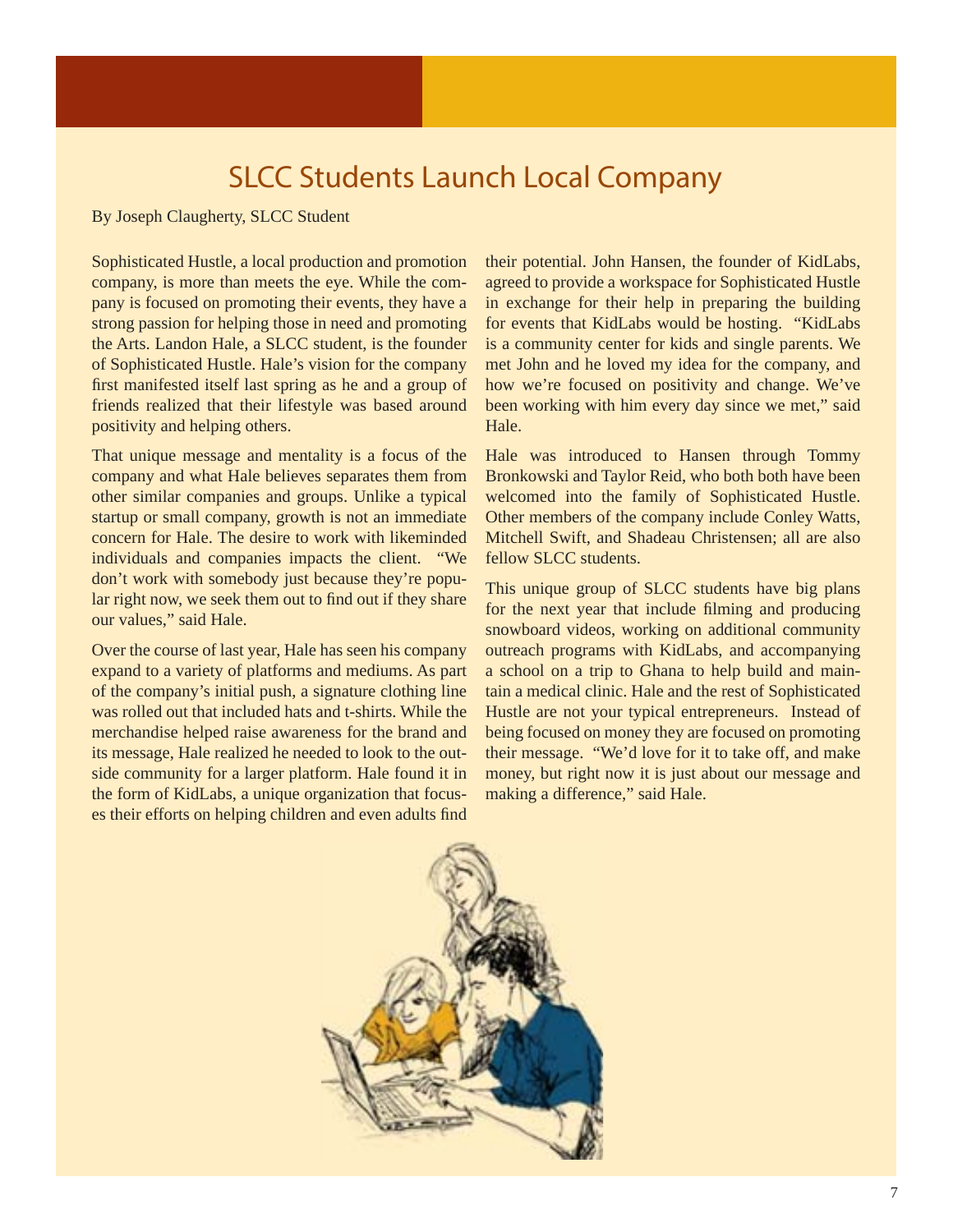# SLCC Students Launch Local Company

By Joseph Claugherty, SLCC Student

Sophisticated Hustle, a local production and promotion company, is more than meets the eye. While the company is focused on promoting their events, they have a strong passion for helping those in need and promoting the Arts. Landon Hale, a SLCC student, is the founder of Sophisticated Hustle. Hale's vision for the company first manifested itself last spring as he and a group of friends realized that their lifestyle was based around positivity and helping others.

That unique message and mentality is a focus of the company and what Hale believes separates them from other similar companies and groups. Unlike a typical startup or small company, growth is not an immediate concern for Hale. The desire to work with likeminded individuals and companies impacts the client. "We don't work with somebody just because they're popular right now, we seek them out to find out if they share our values," said Hale.

Over the course of last year, Hale has seen his company expand to a variety of platforms and mediums. As part of the company's initial push, a signature clothing line was rolled out that included hats and t-shirts. While the merchandise helped raise awareness for the brand and its message, Hale realized he needed to look to the outside community for a larger platform. Hale found it in the form of KidLabs, a unique organization that focuses their efforts on helping children and even adults find their potential. John Hansen, the founder of KidLabs, agreed to provide a workspace for Sophisticated Hustle in exchange for their help in preparing the building for events that KidLabs would be hosting. "KidLabs is a community center for kids and single parents. We met John and he loved my idea for the company, and how we're focused on positivity and change. We've been working with him every day since we met," said Hale.

Hale was introduced to Hansen through Tommy Bronkowski and Taylor Reid, who both both have been welcomed into the family of Sophisticated Hustle. Other members of the company include Conley Watts, Mitchell Swift, and Shadeau Christensen; all are also fellow SLCC students.

This unique group of SLCC students have big plans for the next year that include filming and producing snowboard videos, working on additional community outreach programs with KidLabs, and accompanying a school on a trip to Ghana to help build and maintain a medical clinic. Hale and the rest of Sophisticated Hustle are not your typical entrepreneurs. Instead of being focused on money they are focused on promoting their message. "We'd love for it to take off, and make money, but right now it is just about our message and making a difference," said Hale.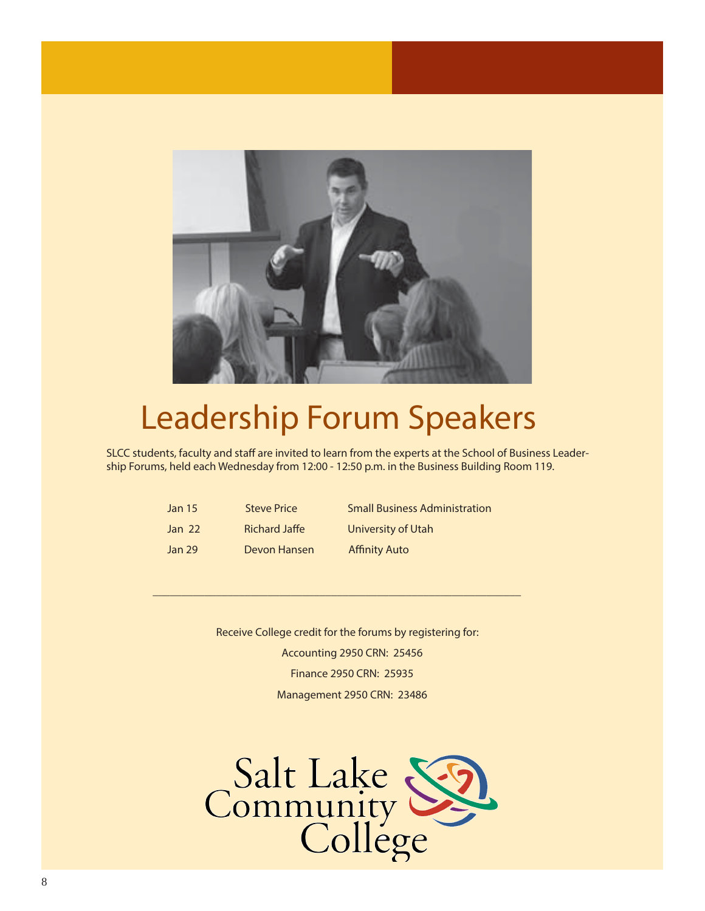# Leadership Forum Speakers

SLCC students, faculty and staff are invited to learn from the experts at the School of Business Leadership Forums, held each Wednesday from 12:00 - 12:50 p.m. in the Business Building Room 119.

| | | |
|---|---|---|
| Jan 15 | Steve Price | Small Business Administration |
| Jan 22 | Richard Jaffe | University of Utah |
| Jan 29 | Devon Hansen | Affinity Auto |

---

Receive College credit for the forums by registering for:

Accounting 2950 CRN: 25456

Finance 2950 CRN: 25935

Management 2950 CRN: 23486

Salt Lake Community College